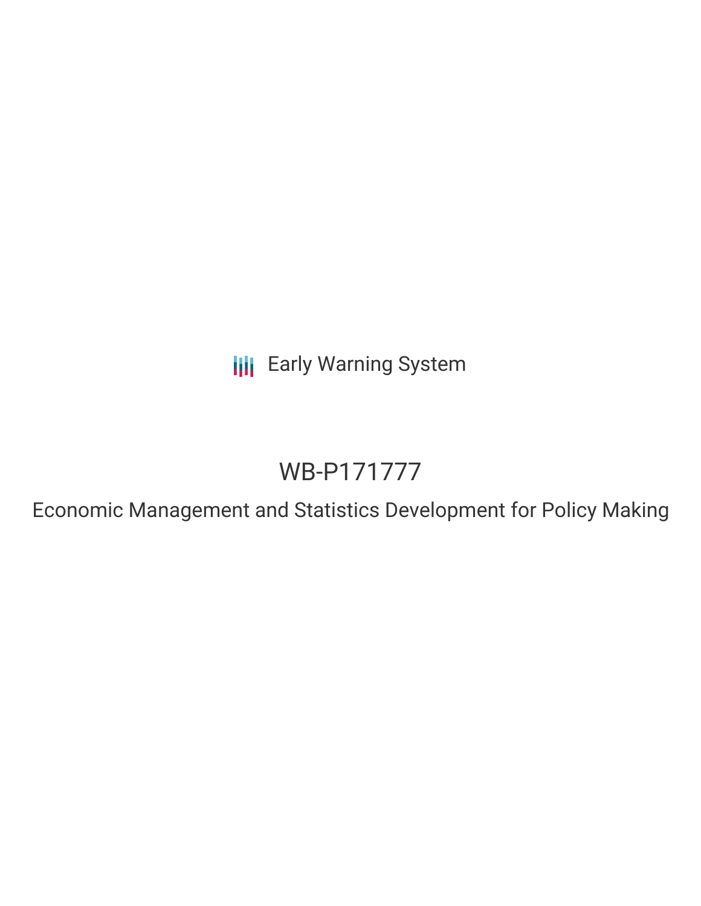Early Warning System

# WB-P171777

Economic Management and Statistics Development for Policy Making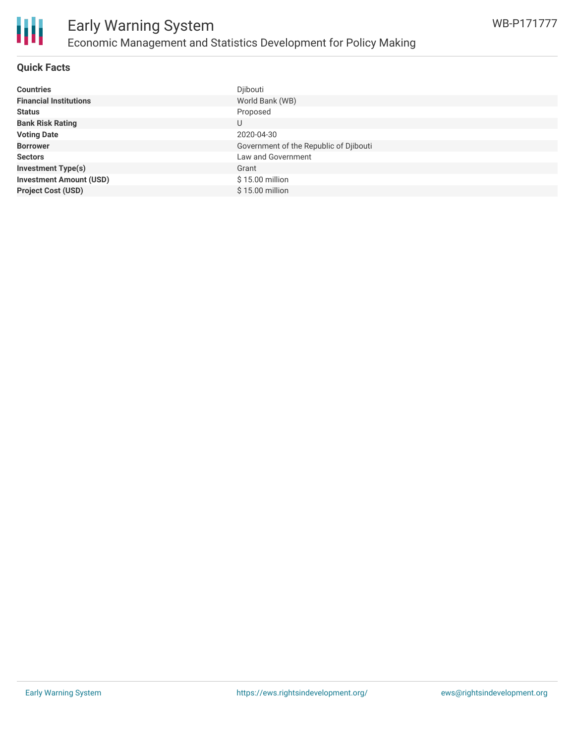# Early Warning System

## Economic Management and Statistics Development for Policy Making

WB-P171777

### Quick Facts

| | |
|---|---|
| **Countries** | Djibouti |
| **Financial Institutions** | World Bank (WB) |
| **Status** | Proposed |
| **Bank Risk Rating** | U |
| **Voting Date** | 2020-04-30 |
| **Borrower** | Government of the Republic of Djibouti |
| **Sectors** | Law and Government |
| **Investment Type(s)** | Grant |
| **Investment Amount (USD)** | $ 15.00 million |
| **Project Cost (USD)** | $ 15.00 million |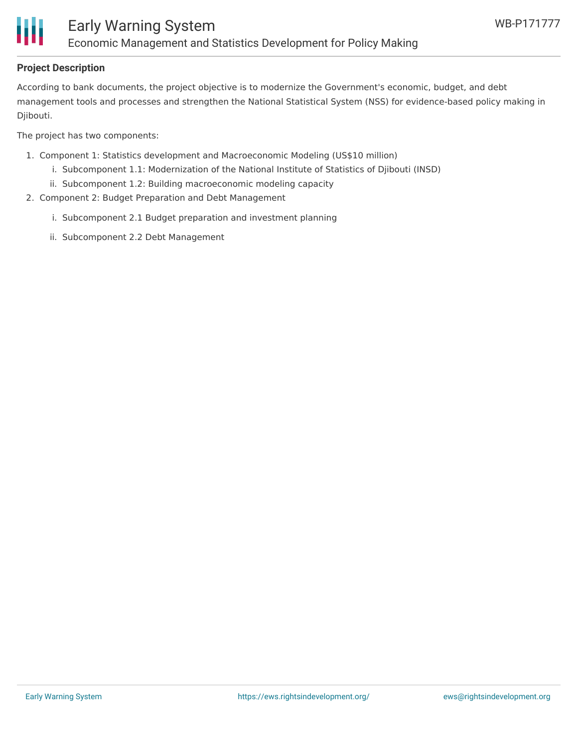## Project Description

According to bank documents, the project objective is to modernize the Government's economic, budget, and debt management tools and processes and strengthen the National Statistical System (NSS) for evidence-based policy making in Djibouti.

The project has two components:

1. Component 1: Statistics development and Macroeconomic Modeling (US$10 million)
   i. Subcomponent 1.1: Modernization of the National Institute of Statistics of Djibouti (INSD)
   ii. Subcomponent 1.2: Building macroeconomic modeling capacity
2. Component 2: Budget Preparation and Debt Management
   i. Subcomponent 2.1 Budget preparation and investment planning
   ii. Subcomponent 2.2 Debt Management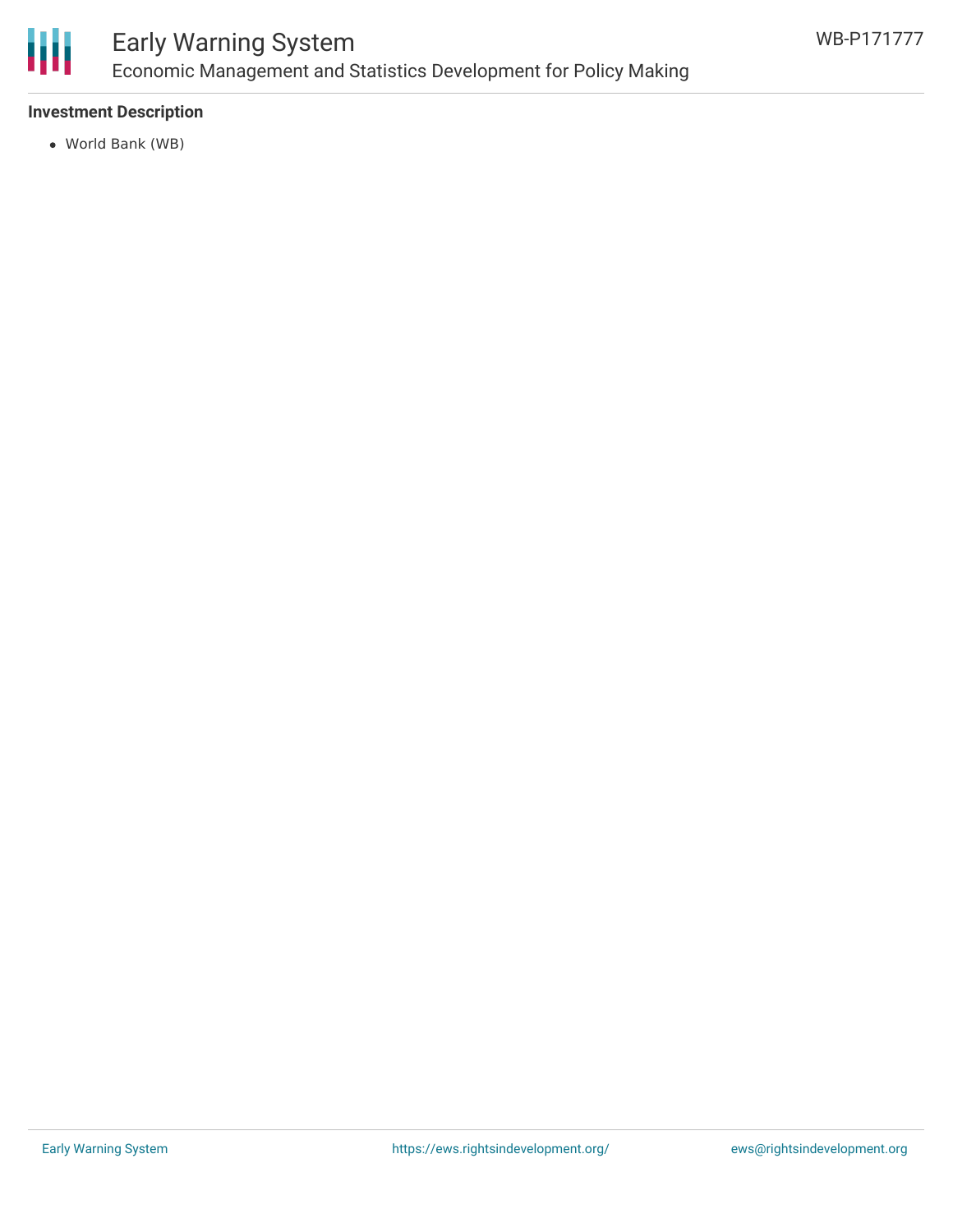**Investment Description**

- World Bank (WB)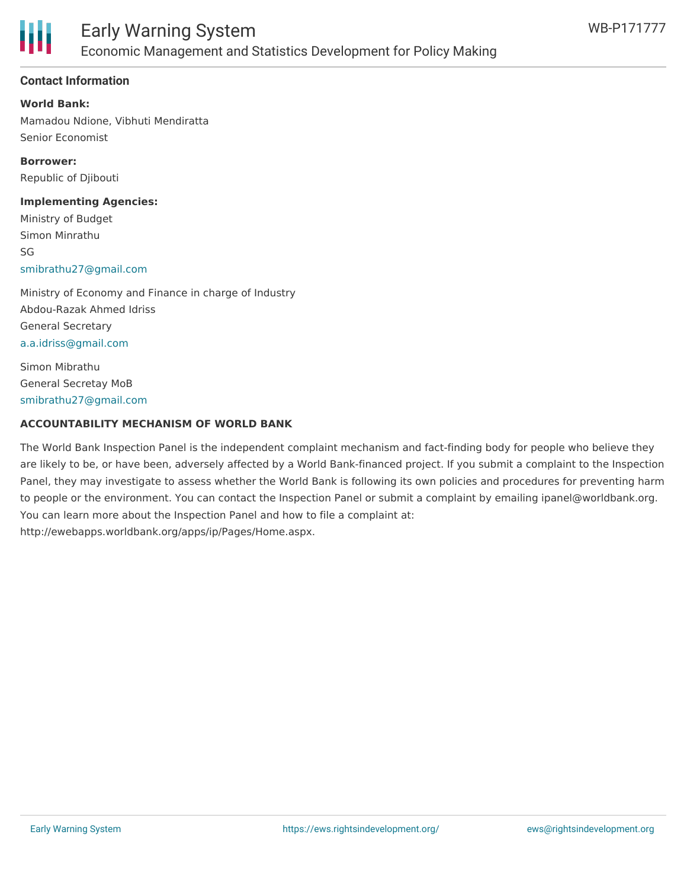## Contact Information

**World Bank:**

Mamadou Ndione, Vibhuti Mendiratta
Senior Economist

**Borrower:**

Republic of Djibouti

**Implementing Agencies:**

Ministry of Budget
Simon Minrathu
SG
smibrathu27@gmail.com

Ministry of Economy and Finance in charge of Industry
Abdou-Razak Ahmed Idriss
General Secretary
a.a.idriss@gmail.com

Simon Mibrathu
General Secretay MoB
smibrathu27@gmail.com

**ACCOUNTABILITY MECHANISM OF WORLD BANK**

The World Bank Inspection Panel is the independent complaint mechanism and fact-finding body for people who believe they are likely to be, or have been, adversely affected by a World Bank-financed project. If you submit a complaint to the Inspection Panel, they may investigate to assess whether the World Bank is following its own policies and procedures for preventing harm to people or the environment. You can contact the Inspection Panel or submit a complaint by emailing ipanel@worldbank.org. You can learn more about the Inspection Panel and how to file a complaint at: http://ewebapps.worldbank.org/apps/ip/Pages/Home.aspx.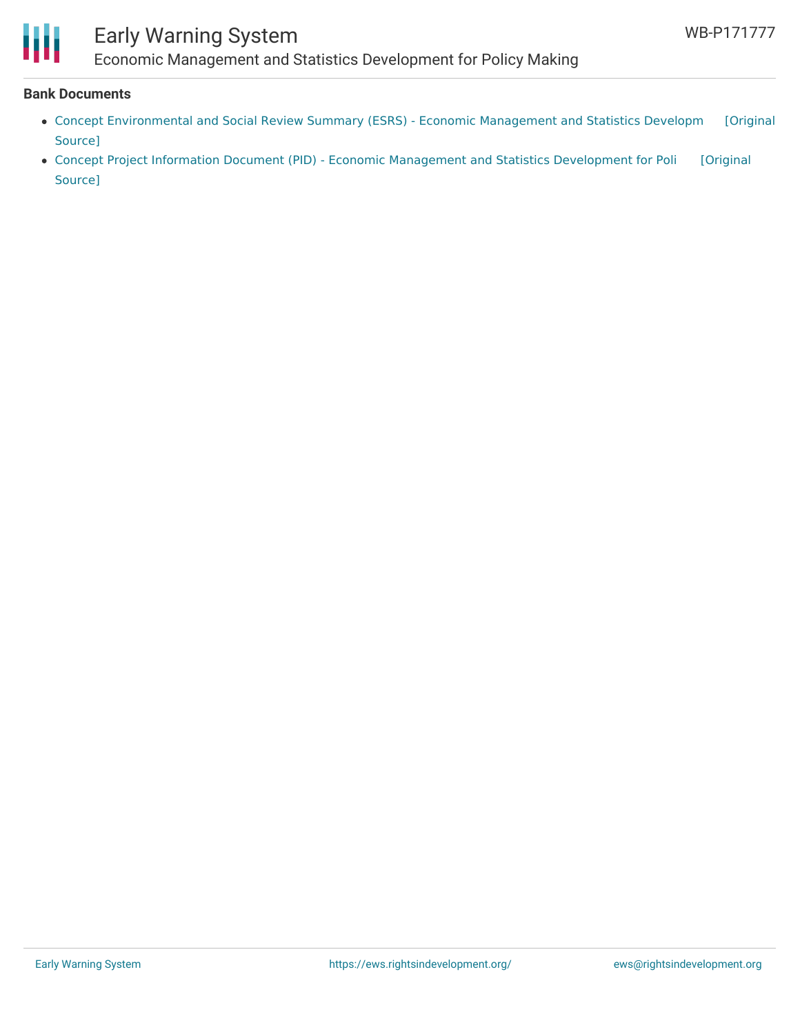**Bank Documents**

- Concept Environmental and Social Review Summary (ESRS) - Economic Management and Statistics Developm [Original Source]
- Concept Project Information Document (PID) - Economic Management and Statistics Development for Poli [Original Source]